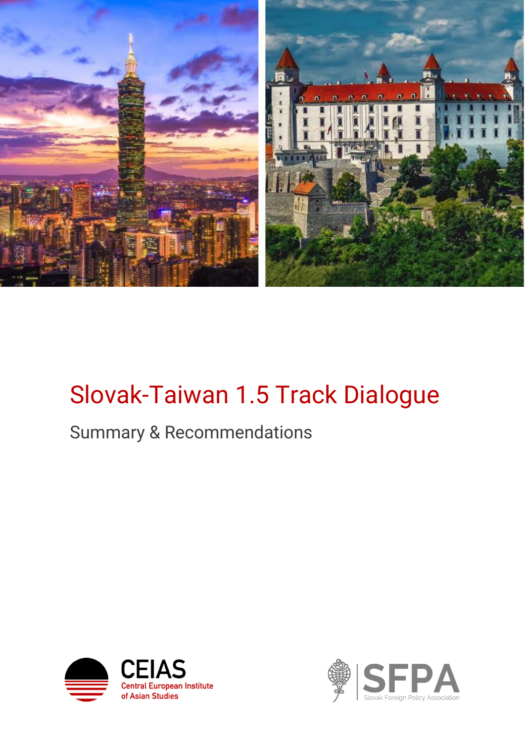# Slovak-Taiwan 1.5 Track Dialogue

## Summary & Recommendations

CEIAS Central European Institute of Asian Studies

SFPA Slovak Foreign Policy Association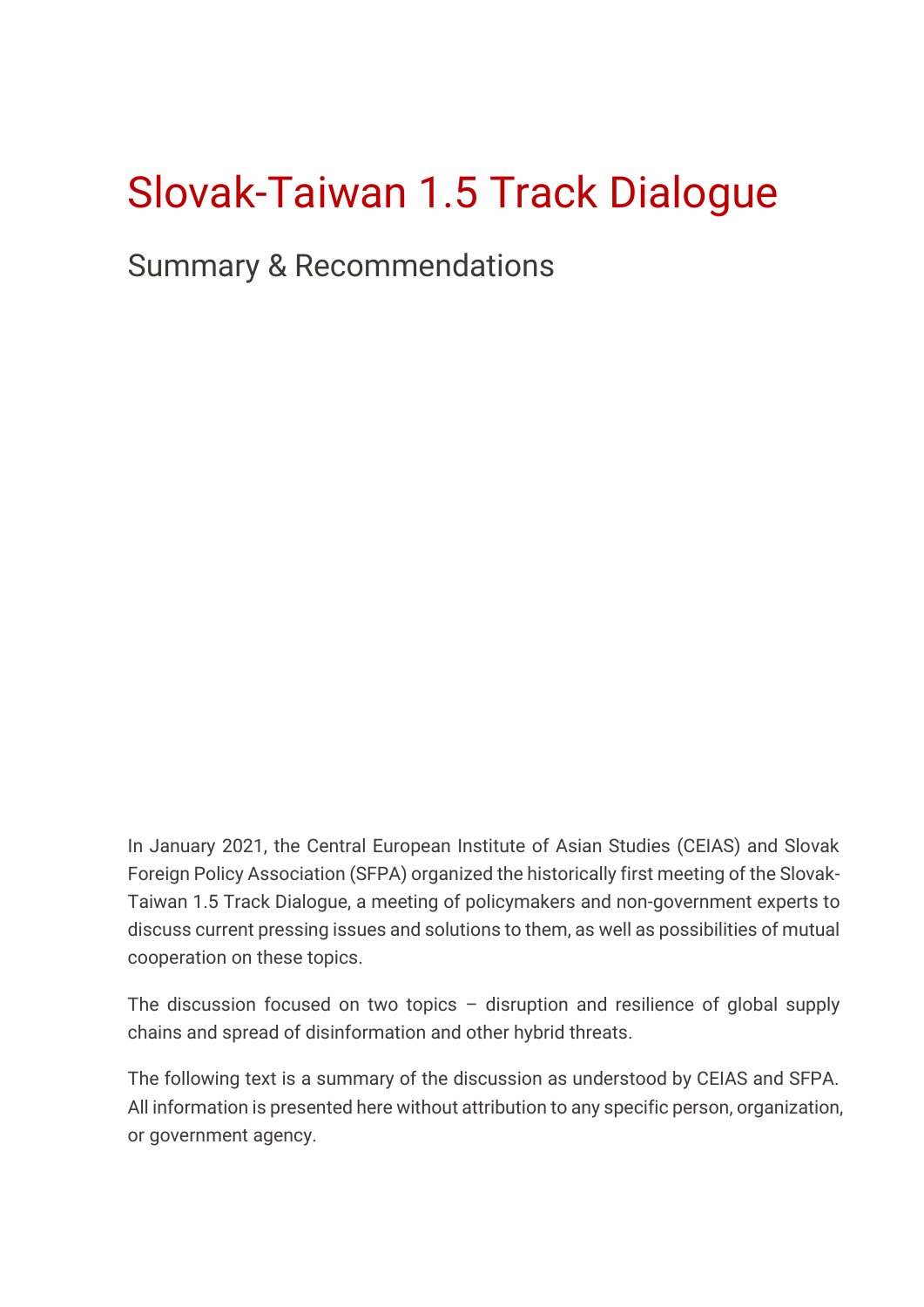# Slovak-Taiwan 1.5 Track Dialogue

## Summary & Recommendations

In January 2021, the Central European Institute of Asian Studies (CEIAS) and Slovak Foreign Policy Association (SFPA) organized the historically first meeting of the Slovak-Taiwan 1.5 Track Dialogue, a meeting of policymakers and non-government experts to discuss current pressing issues and solutions to them, as well as possibilities of mutual cooperation on these topics.

The discussion focused on two topics – disruption and resilience of global supply chains and spread of disinformation and other hybrid threats.

The following text is a summary of the discussion as understood by CEIAS and SFPA. All information is presented here without attribution to any specific person, organization, or government agency.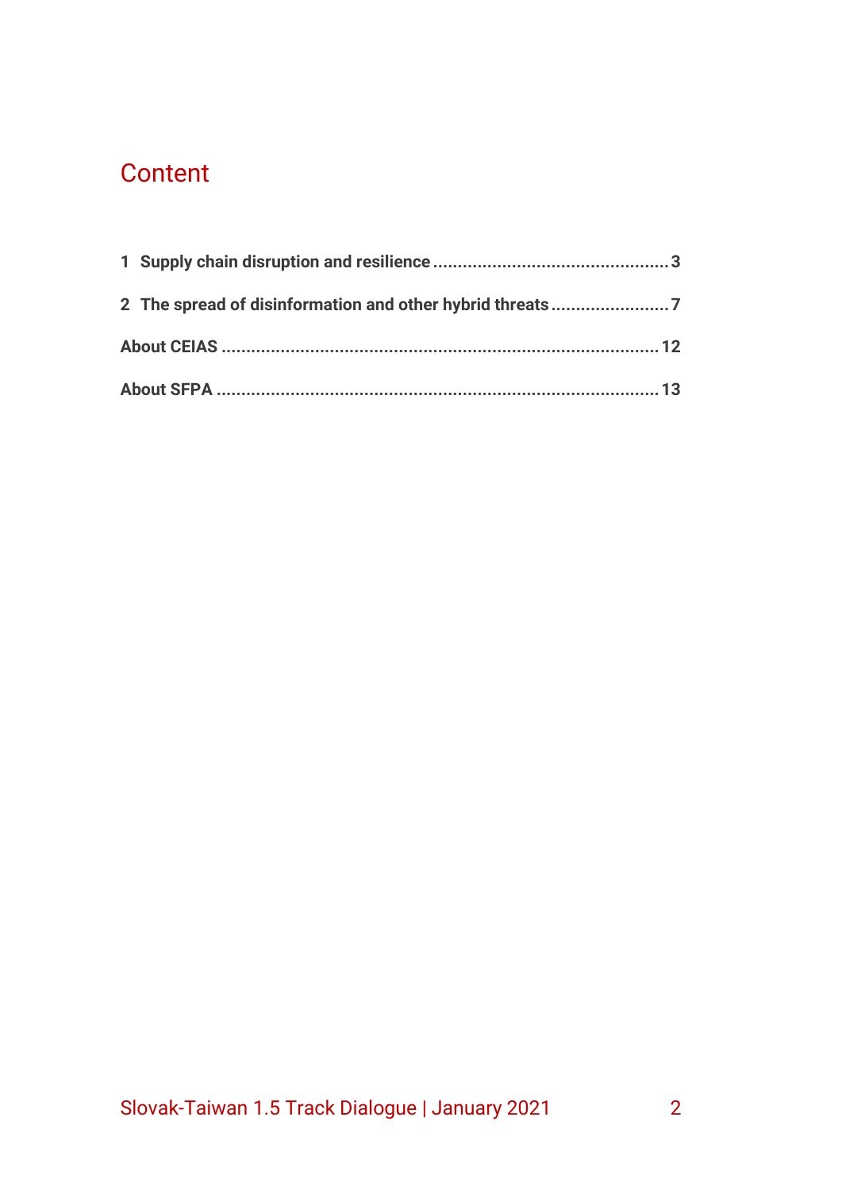# Content

1 Supply chain disruption and resilience ............................................... 3

2 The spread of disinformation and other hybrid threats ........................ 7

About CEIAS ....................................................................................... 12

About SFPA ........................................................................................ 13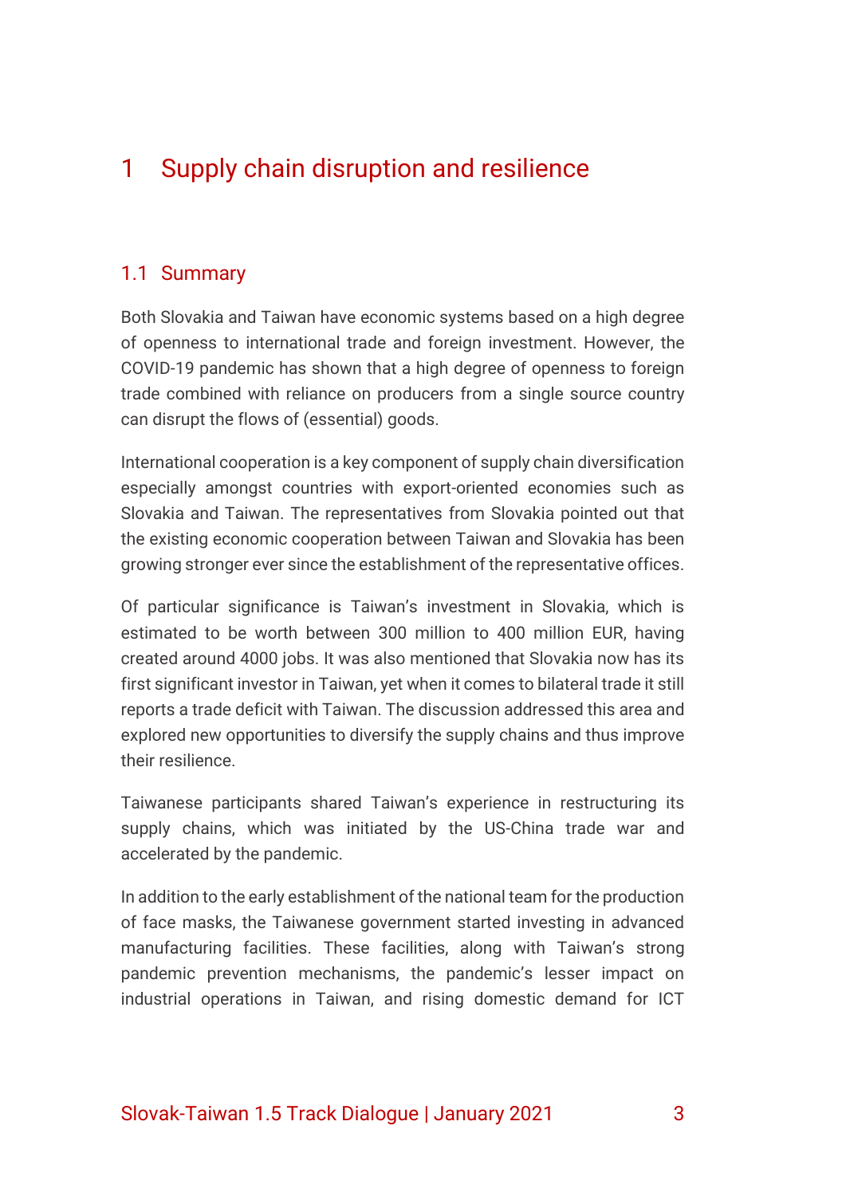# 1 Supply chain disruption and resilience

## 1.1 Summary

Both Slovakia and Taiwan have economic systems based on a high degree of openness to international trade and foreign investment. However, the COVID-19 pandemic has shown that a high degree of openness to foreign trade combined with reliance on producers from a single source country can disrupt the flows of (essential) goods.

International cooperation is a key component of supply chain diversification especially amongst countries with export-oriented economies such as Slovakia and Taiwan. The representatives from Slovakia pointed out that the existing economic cooperation between Taiwan and Slovakia has been growing stronger ever since the establishment of the representative offices.

Of particular significance is Taiwan's investment in Slovakia, which is estimated to be worth between 300 million to 400 million EUR, having created around 4000 jobs. It was also mentioned that Slovakia now has its first significant investor in Taiwan, yet when it comes to bilateral trade it still reports a trade deficit with Taiwan. The discussion addressed this area and explored new opportunities to diversify the supply chains and thus improve their resilience.

Taiwanese participants shared Taiwan's experience in restructuring its supply chains, which was initiated by the US-China trade war and accelerated by the pandemic.

In addition to the early establishment of the national team for the production of face masks, the Taiwanese government started investing in advanced manufacturing facilities. These facilities, along with Taiwan's strong pandemic prevention mechanisms, the pandemic's lesser impact on industrial operations in Taiwan, and rising domestic demand for ICT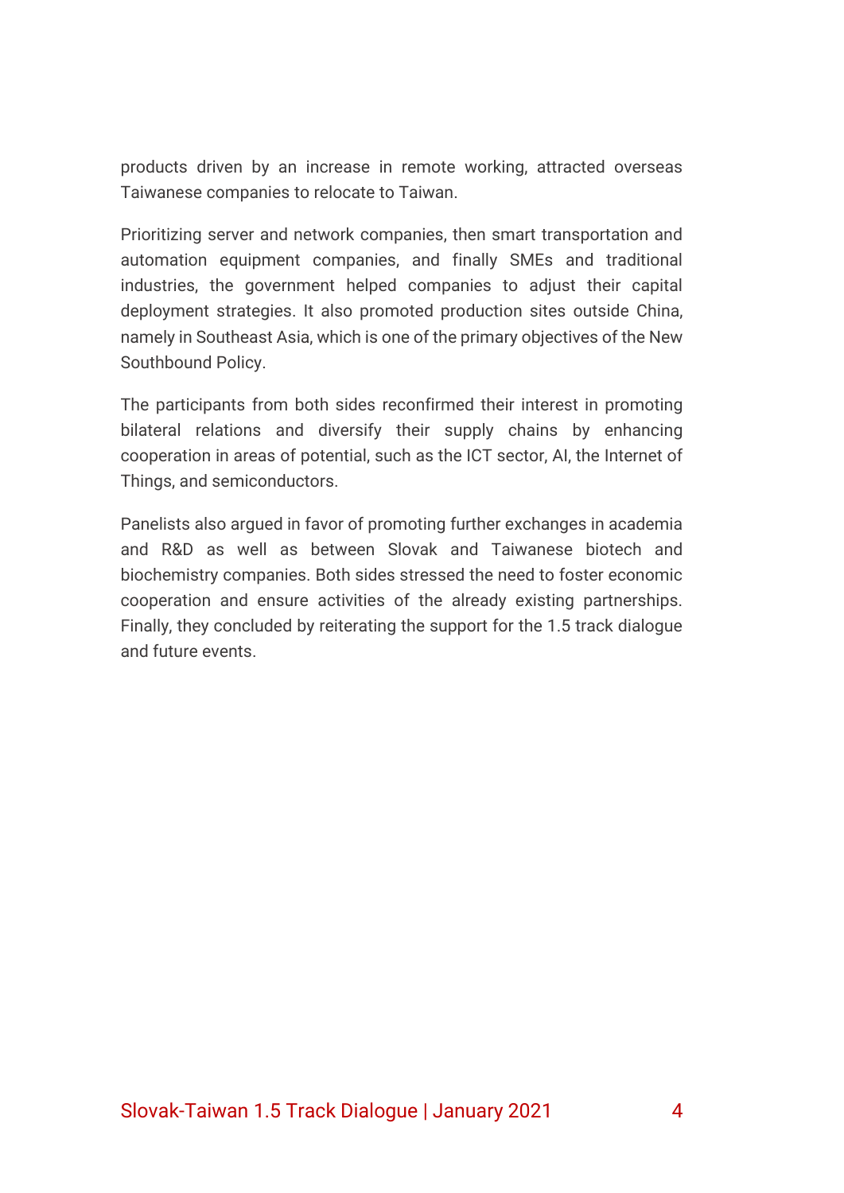products driven by an increase in remote working, attracted overseas Taiwanese companies to relocate to Taiwan.

Prioritizing server and network companies, then smart transportation and automation equipment companies, and finally SMEs and traditional industries, the government helped companies to adjust their capital deployment strategies. It also promoted production sites outside China, namely in Southeast Asia, which is one of the primary objectives of the New Southbound Policy.

The participants from both sides reconfirmed their interest in promoting bilateral relations and diversify their supply chains by enhancing cooperation in areas of potential, such as the ICT sector, AI, the Internet of Things, and semiconductors.

Panelists also argued in favor of promoting further exchanges in academia and R&D as well as between Slovak and Taiwanese biotech and biochemistry companies. Both sides stressed the need to foster economic cooperation and ensure activities of the already existing partnerships. Finally, they concluded by reiterating the support for the 1.5 track dialogue and future events.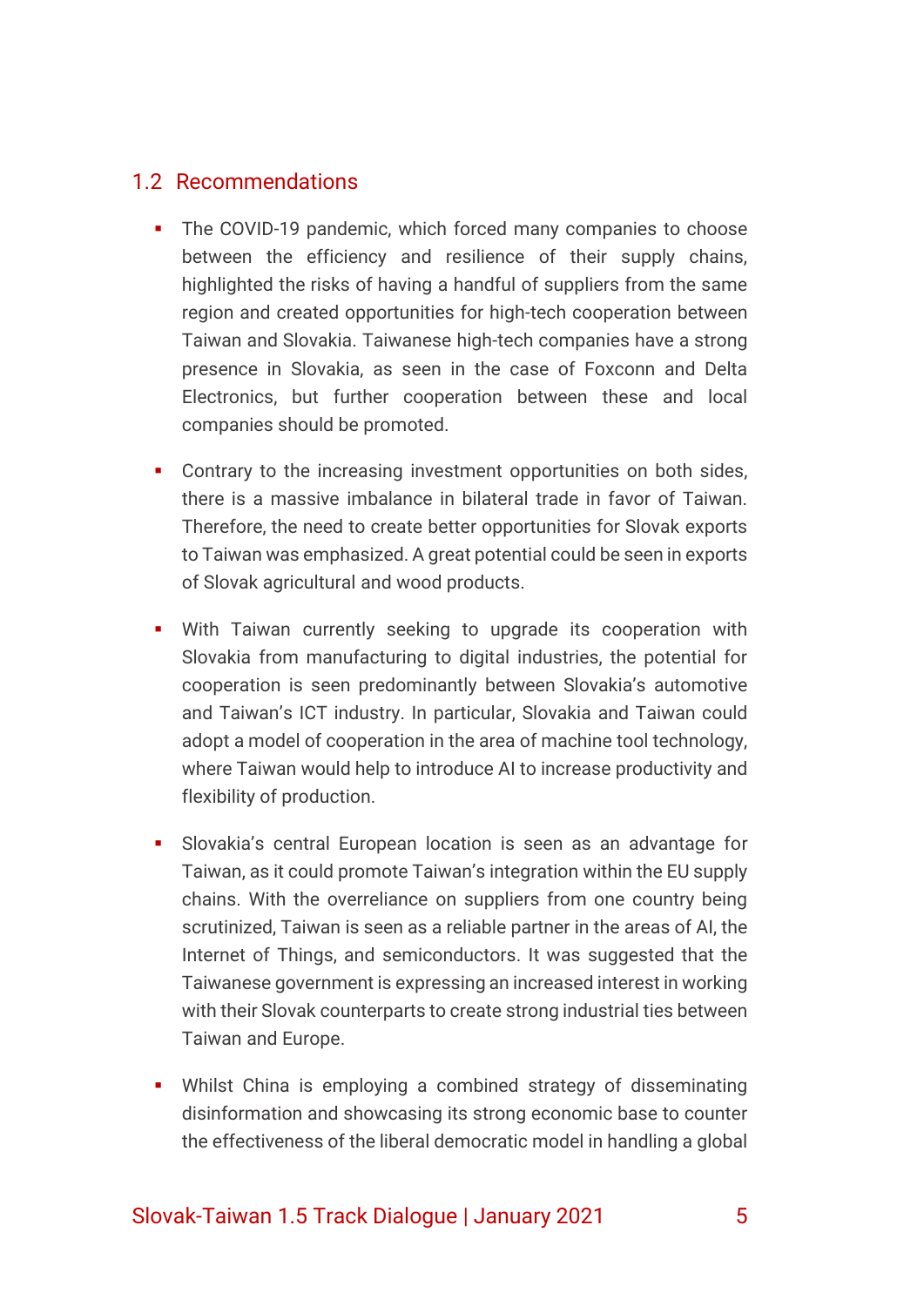## 1.2 Recommendations

- The COVID-19 pandemic, which forced many companies to choose between the efficiency and resilience of their supply chains, highlighted the risks of having a handful of suppliers from the same region and created opportunities for high-tech cooperation between Taiwan and Slovakia. Taiwanese high-tech companies have a strong presence in Slovakia, as seen in the case of Foxconn and Delta Electronics, but further cooperation between these and local companies should be promoted.

- Contrary to the increasing investment opportunities on both sides, there is a massive imbalance in bilateral trade in favor of Taiwan. Therefore, the need to create better opportunities for Slovak exports to Taiwan was emphasized. A great potential could be seen in exports of Slovak agricultural and wood products.

- With Taiwan currently seeking to upgrade its cooperation with Slovakia from manufacturing to digital industries, the potential for cooperation is seen predominantly between Slovakia's automotive and Taiwan's ICT industry. In particular, Slovakia and Taiwan could adopt a model of cooperation in the area of machine tool technology, where Taiwan would help to introduce AI to increase productivity and flexibility of production.

- Slovakia's central European location is seen as an advantage for Taiwan, as it could promote Taiwan's integration within the EU supply chains. With the overreliance on suppliers from one country being scrutinized, Taiwan is seen as a reliable partner in the areas of AI, the Internet of Things, and semiconductors. It was suggested that the Taiwanese government is expressing an increased interest in working with their Slovak counterparts to create strong industrial ties between Taiwan and Europe.

- Whilst China is employing a combined strategy of disseminating disinformation and showcasing its strong economic base to counter the effectiveness of the liberal democratic model in handling a global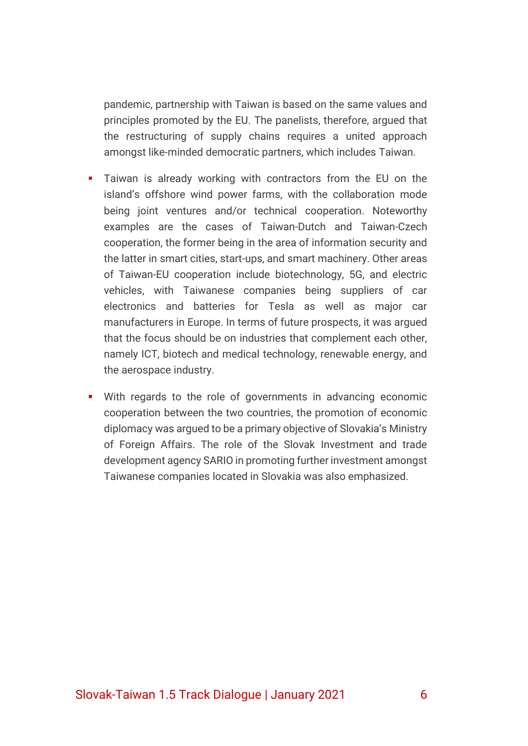pandemic, partnership with Taiwan is based on the same values and principles promoted by the EU. The panelists, therefore, argued that the restructuring of supply chains requires a united approach amongst like-minded democratic partners, which includes Taiwan.

- Taiwan is already working with contractors from the EU on the island's offshore wind power farms, with the collaboration mode being joint ventures and/or technical cooperation. Noteworthy examples are the cases of Taiwan-Dutch and Taiwan-Czech cooperation, the former being in the area of information security and the latter in smart cities, start-ups, and smart machinery. Other areas of Taiwan-EU cooperation include biotechnology, 5G, and electric vehicles, with Taiwanese companies being suppliers of car electronics and batteries for Tesla as well as major car manufacturers in Europe. In terms of future prospects, it was argued that the focus should be on industries that complement each other, namely ICT, biotech and medical technology, renewable energy, and the aerospace industry.

- With regards to the role of governments in advancing economic cooperation between the two countries, the promotion of economic diplomacy was argued to be a primary objective of Slovakia's Ministry of Foreign Affairs. The role of the Slovak Investment and trade development agency SARIO in promoting further investment amongst Taiwanese companies located in Slovakia was also emphasized.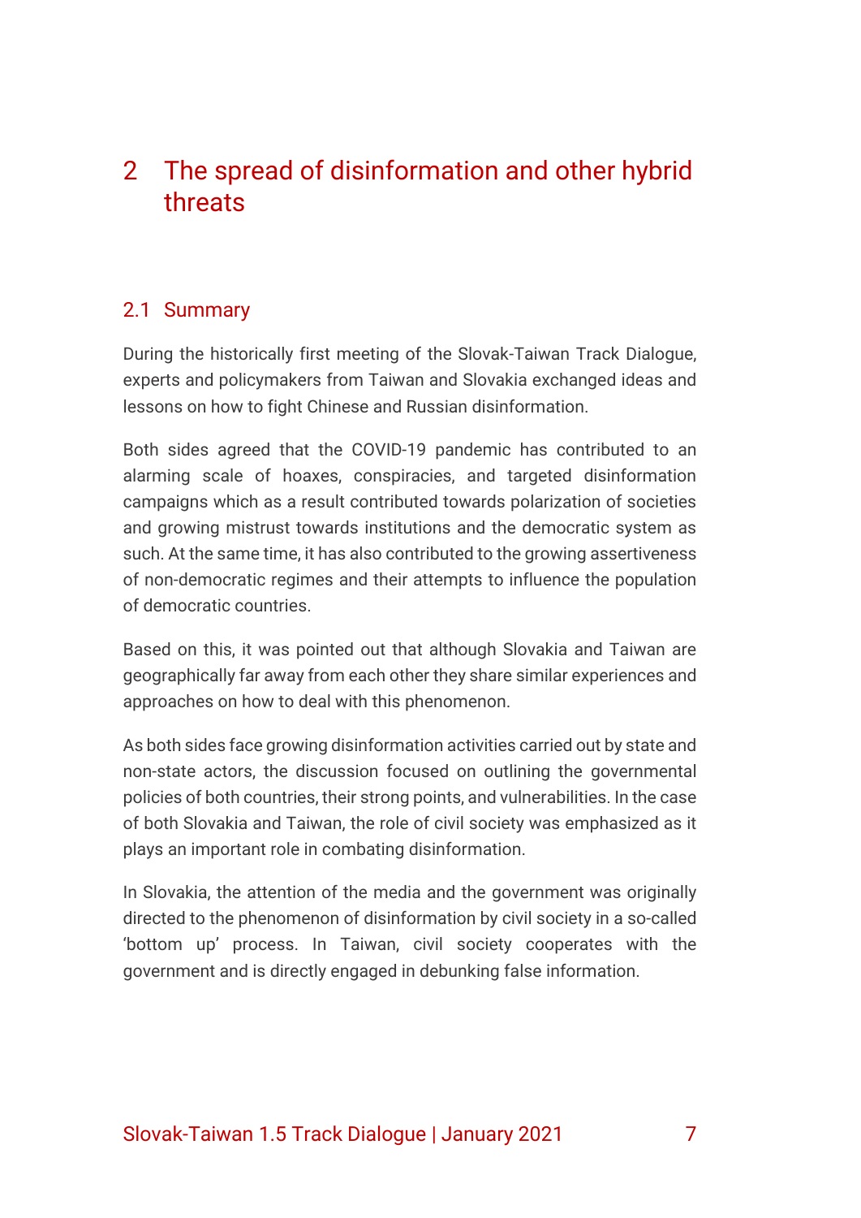# 2 The spread of disinformation and other hybrid threats

## 2.1 Summary

During the historically first meeting of the Slovak-Taiwan Track Dialogue, experts and policymakers from Taiwan and Slovakia exchanged ideas and lessons on how to fight Chinese and Russian disinformation.

Both sides agreed that the COVID-19 pandemic has contributed to an alarming scale of hoaxes, conspiracies, and targeted disinformation campaigns which as a result contributed towards polarization of societies and growing mistrust towards institutions and the democratic system as such. At the same time, it has also contributed to the growing assertiveness of non-democratic regimes and their attempts to influence the population of democratic countries.

Based on this, it was pointed out that although Slovakia and Taiwan are geographically far away from each other they share similar experiences and approaches on how to deal with this phenomenon.

As both sides face growing disinformation activities carried out by state and non-state actors, the discussion focused on outlining the governmental policies of both countries, their strong points, and vulnerabilities. In the case of both Slovakia and Taiwan, the role of civil society was emphasized as it plays an important role in combating disinformation.

In Slovakia, the attention of the media and the government was originally directed to the phenomenon of disinformation by civil society in a so-called 'bottom up' process. In Taiwan, civil society cooperates with the government and is directly engaged in debunking false information.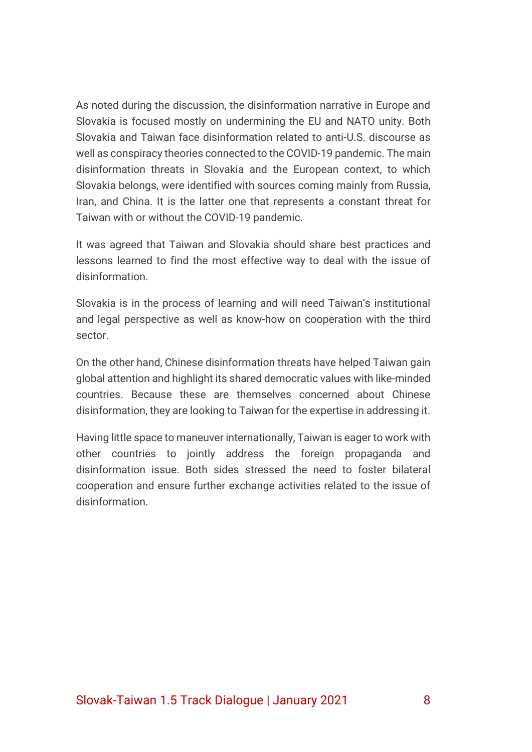As noted during the discussion, the disinformation narrative in Europe and Slovakia is focused mostly on undermining the EU and NATO unity. Both Slovakia and Taiwan face disinformation related to anti-U.S. discourse as well as conspiracy theories connected to the COVID-19 pandemic. The main disinformation threats in Slovakia and the European context, to which Slovakia belongs, were identified with sources coming mainly from Russia, Iran, and China. It is the latter one that represents a constant threat for Taiwan with or without the COVID-19 pandemic.

It was agreed that Taiwan and Slovakia should share best practices and lessons learned to find the most effective way to deal with the issue of disinformation.

Slovakia is in the process of learning and will need Taiwan's institutional and legal perspective as well as know-how on cooperation with the third sector.

On the other hand, Chinese disinformation threats have helped Taiwan gain global attention and highlight its shared democratic values with like-minded countries. Because these are themselves concerned about Chinese disinformation, they are looking to Taiwan for the expertise in addressing it.

Having little space to maneuver internationally, Taiwan is eager to work with other countries to jointly address the foreign propaganda and disinformation issue. Both sides stressed the need to foster bilateral cooperation and ensure further exchange activities related to the issue of disinformation.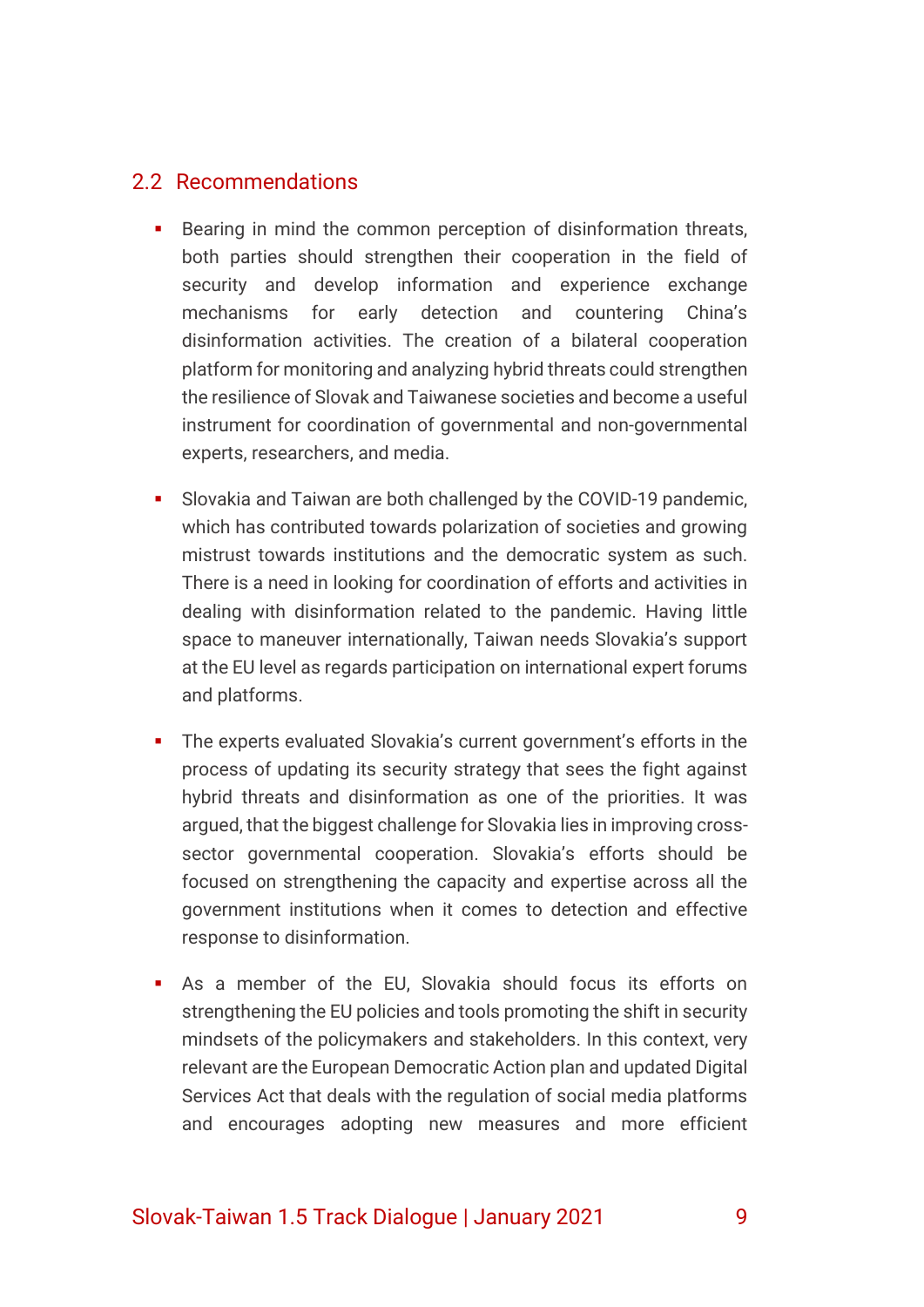## 2.2 Recommendations

- Bearing in mind the common perception of disinformation threats, both parties should strengthen their cooperation in the field of security and develop information and experience exchange mechanisms for early detection and countering China's disinformation activities. The creation of a bilateral cooperation platform for monitoring and analyzing hybrid threats could strengthen the resilience of Slovak and Taiwanese societies and become a useful instrument for coordination of governmental and non-governmental experts, researchers, and media.

- Slovakia and Taiwan are both challenged by the COVID-19 pandemic, which has contributed towards polarization of societies and growing mistrust towards institutions and the democratic system as such. There is a need in looking for coordination of efforts and activities in dealing with disinformation related to the pandemic. Having little space to maneuver internationally, Taiwan needs Slovakia's support at the EU level as regards participation on international expert forums and platforms.

- The experts evaluated Slovakia's current government's efforts in the process of updating its security strategy that sees the fight against hybrid threats and disinformation as one of the priorities. It was argued, that the biggest challenge for Slovakia lies in improving cross-sector governmental cooperation. Slovakia's efforts should be focused on strengthening the capacity and expertise across all the government institutions when it comes to detection and effective response to disinformation.

- As a member of the EU, Slovakia should focus its efforts on strengthening the EU policies and tools promoting the shift in security mindsets of the policymakers and stakeholders. In this context, very relevant are the European Democratic Action plan and updated Digital Services Act that deals with the regulation of social media platforms and encourages adopting new measures and more efficient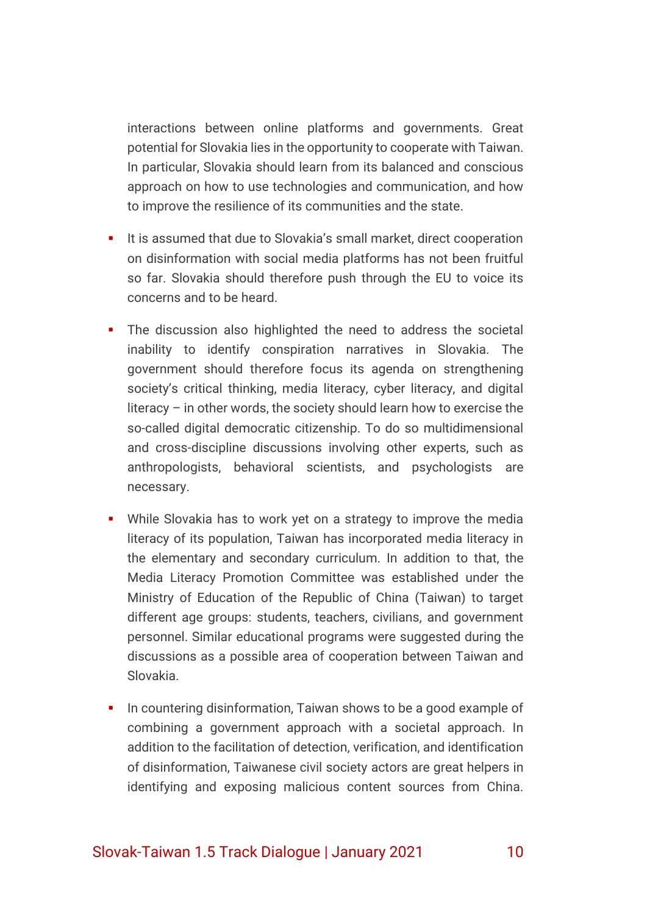interactions between online platforms and governments. Great potential for Slovakia lies in the opportunity to cooperate with Taiwan. In particular, Slovakia should learn from its balanced and conscious approach on how to use technologies and communication, and how to improve the resilience of its communities and the state.

- It is assumed that due to Slovakia's small market, direct cooperation on disinformation with social media platforms has not been fruitful so far. Slovakia should therefore push through the EU to voice its concerns and to be heard.

- The discussion also highlighted the need to address the societal inability to identify conspiration narratives in Slovakia. The government should therefore focus its agenda on strengthening society's critical thinking, media literacy, cyber literacy, and digital literacy – in other words, the society should learn how to exercise the so-called digital democratic citizenship. To do so multidimensional and cross-discipline discussions involving other experts, such as anthropologists, behavioral scientists, and psychologists are necessary.

- While Slovakia has to work yet on a strategy to improve the media literacy of its population, Taiwan has incorporated media literacy in the elementary and secondary curriculum. In addition to that, the Media Literacy Promotion Committee was established under the Ministry of Education of the Republic of China (Taiwan) to target different age groups: students, teachers, civilians, and government personnel. Similar educational programs were suggested during the discussions as a possible area of cooperation between Taiwan and Slovakia.

- In countering disinformation, Taiwan shows to be a good example of combining a government approach with a societal approach. In addition to the facilitation of detection, verification, and identification of disinformation, Taiwanese civil society actors are great helpers in identifying and exposing malicious content sources from China.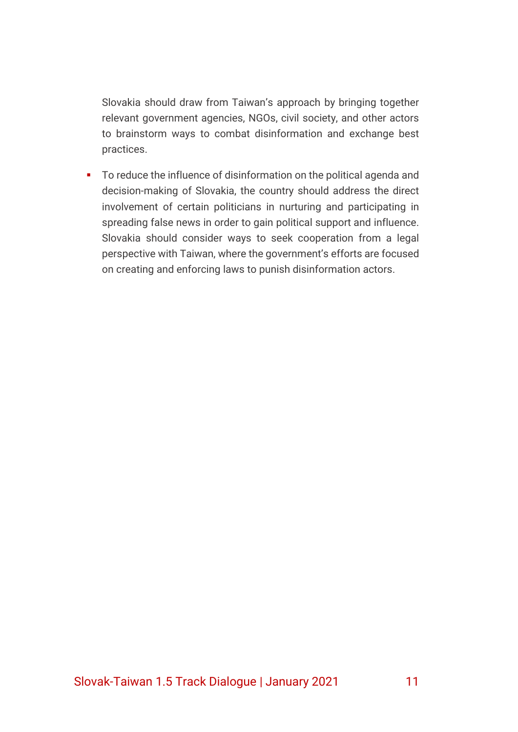Slovakia should draw from Taiwan's approach by bringing together relevant government agencies, NGOs, civil society, and other actors to brainstorm ways to combat disinformation and exchange best practices.

- To reduce the influence of disinformation on the political agenda and decision-making of Slovakia, the country should address the direct involvement of certain politicians in nurturing and participating in spreading false news in order to gain political support and influence. Slovakia should consider ways to seek cooperation from a legal perspective with Taiwan, where the government's efforts are focused on creating and enforcing laws to punish disinformation actors.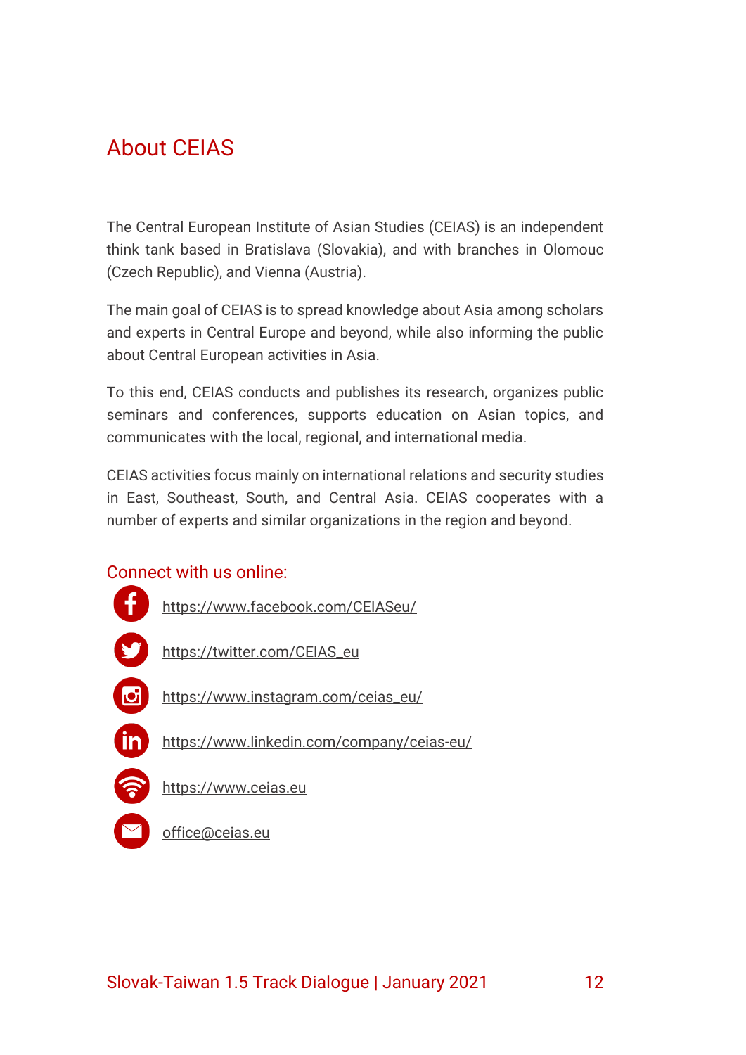# About CEIAS

The Central European Institute of Asian Studies (CEIAS) is an independent think tank based in Bratislava (Slovakia), and with branches in Olomouc (Czech Republic), and Vienna (Austria).

The main goal of CEIAS is to spread knowledge about Asia among scholars and experts in Central Europe and beyond, while also informing the public about Central European activities in Asia.

To this end, CEIAS conducts and publishes its research, organizes public seminars and conferences, supports education on Asian topics, and communicates with the local, regional, and international media.

CEIAS activities focus mainly on international relations and security studies in East, Southeast, South, and Central Asia. CEIAS cooperates with a number of experts and similar organizations in the region and beyond.

## Connect with us online:

- https://www.facebook.com/CEIASeu/
- https://twitter.com/CEIAS_eu
- https://www.instagram.com/ceias_eu/
- https://www.linkedin.com/company/ceias-eu/
- https://www.ceias.eu
- office@ceias.eu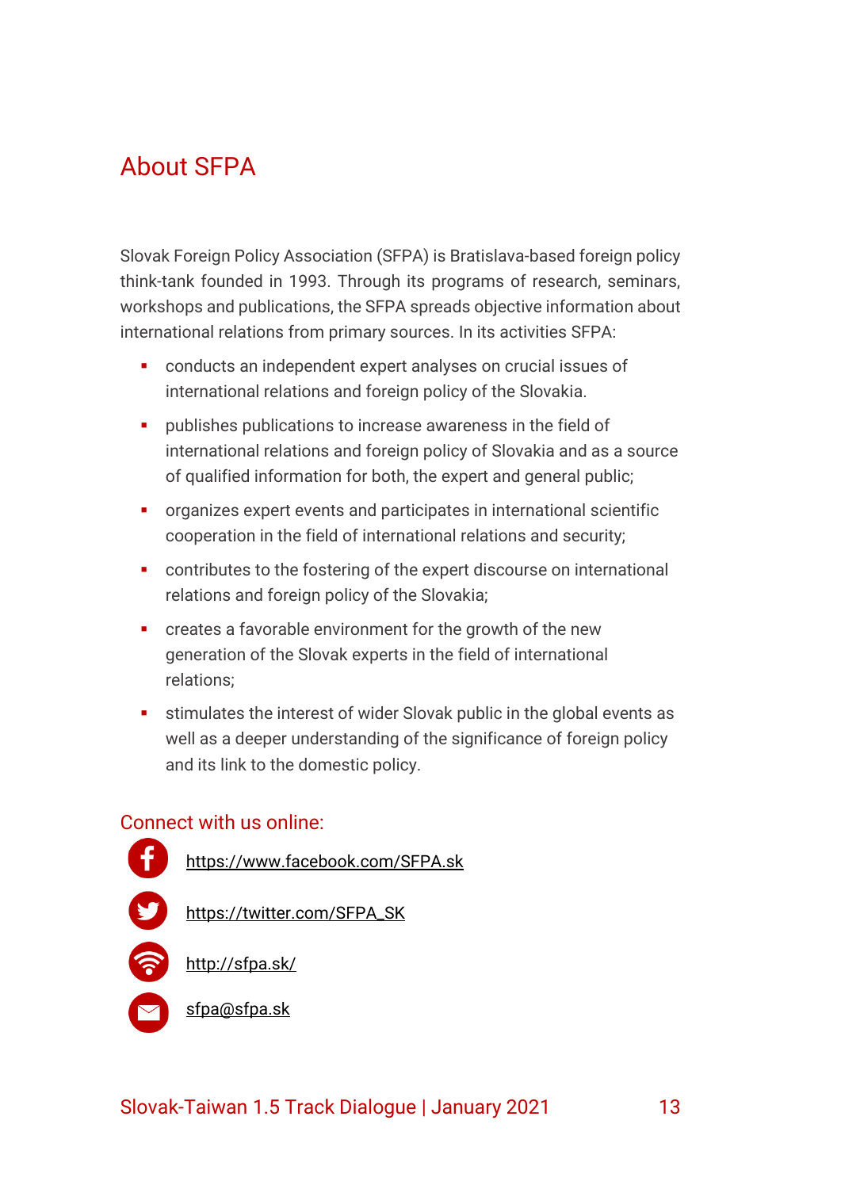## About SFPA

Slovak Foreign Policy Association (SFPA) is Bratislava-based foreign policy think-tank founded in 1993. Through its programs of research, seminars, workshops and publications, the SFPA spreads objective information about international relations from primary sources. In its activities SFPA:

- conducts an independent expert analyses on crucial issues of international relations and foreign policy of the Slovakia.
- publishes publications to increase awareness in the field of international relations and foreign policy of Slovakia and as a source of qualified information for both, the expert and general public;
- organizes expert events and participates in international scientific cooperation in the field of international relations and security;
- contributes to the fostering of the expert discourse on international relations and foreign policy of the Slovakia;
- creates a favorable environment for the growth of the new generation of the Slovak experts in the field of international relations;
- stimulates the interest of wider Slovak public in the global events as well as a deeper understanding of the significance of foreign policy and its link to the domestic policy.

### Connect with us online:

https://www.facebook.com/SFPA.sk

https://twitter.com/SFPA_SK

http://sfpa.sk/

sfpa@sfpa.sk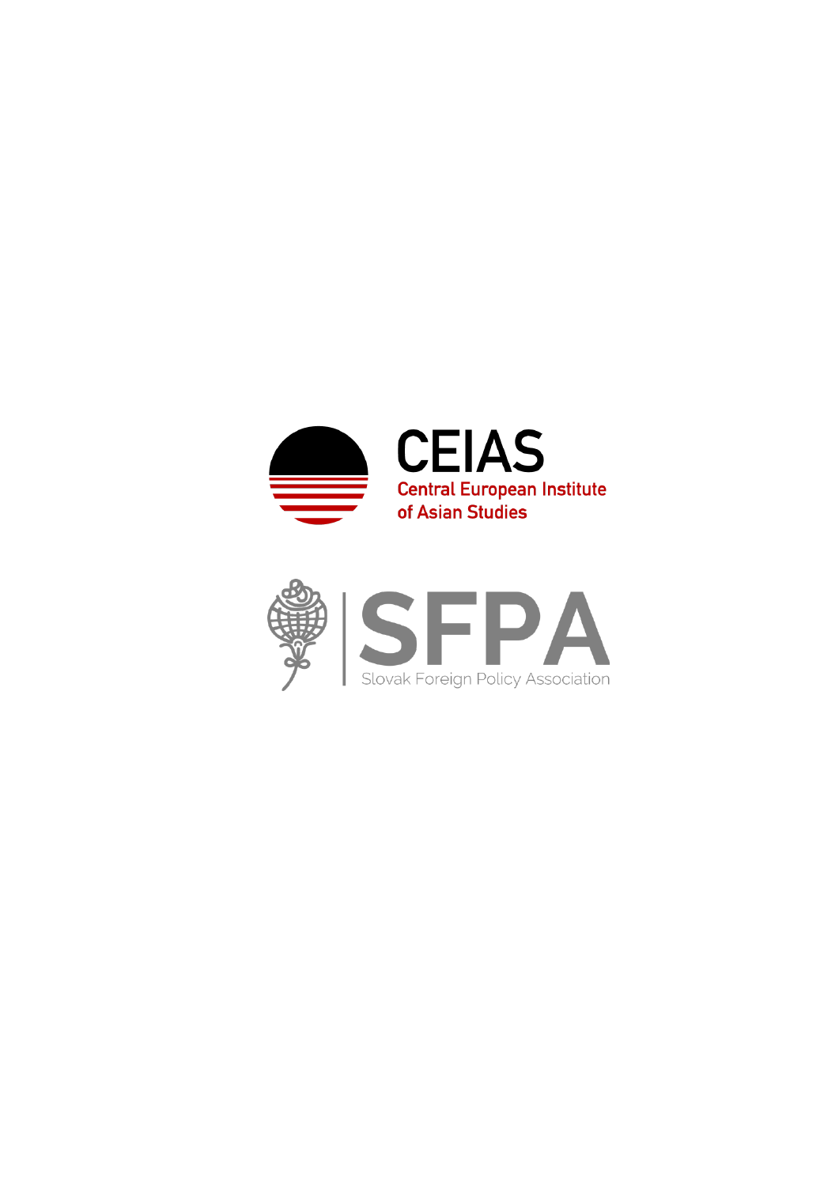CEIAS

Central European Institute of Asian Studies

SFPA

Slovak Foreign Policy Association